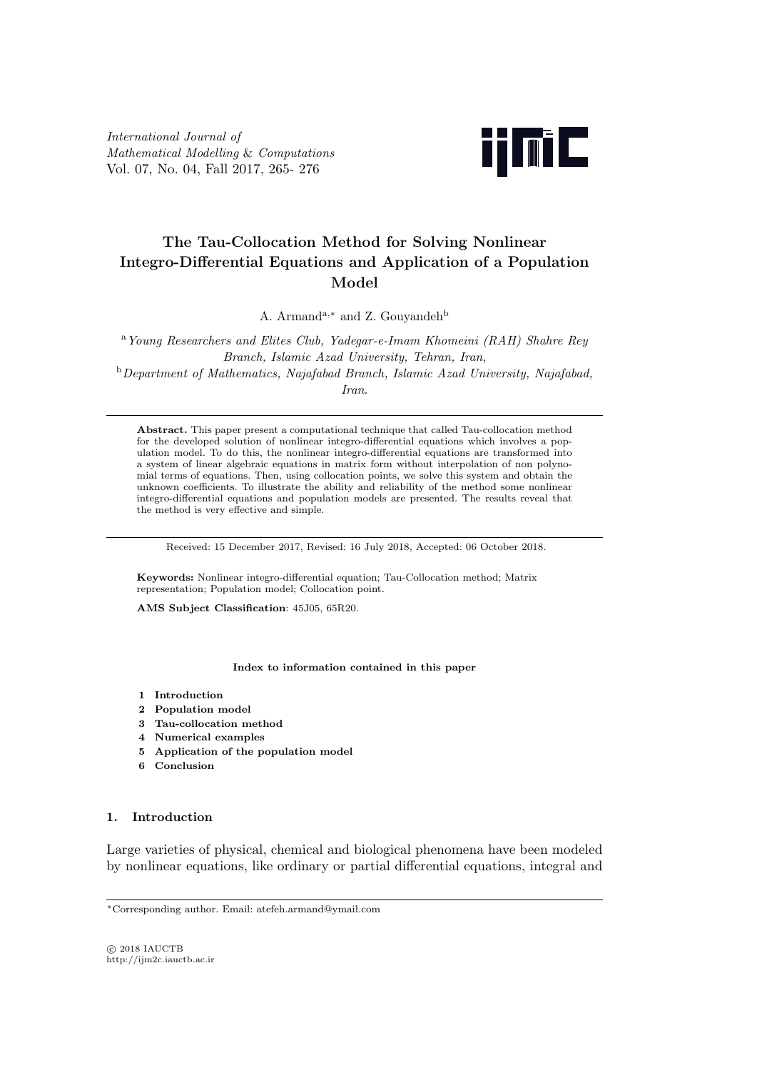International Journal of
Mathematical Modelling & Computations
Vol. 07, No. 04, Fall 2017, 265- 276

# The Tau-Collocation Method for Solving Nonlinear Integro-Differential Equations and Application of a Population Model

A. Armand[a,*] and Z. Gouyandeh[b]

[a] *Young Researchers and Elites Club, Yadegar-e-Imam Khomeini (RAH) Shahre Rey Branch, Islamic Azad University, Tehran, Iran*,

[b] *Department of Mathematics, Najafabad Branch, Islamic Azad University, Najafabad, Iran*.

---

**Abstract.** This paper present a computational technique that called Tau-collocation method for the developed solution of nonlinear integro-differential equations which involves a population model. To do this, the nonlinear integro-differential equations are transformed into a system of linear algebraic equations in matrix form without interpolation of non polynomial terms of equations. Then, using collocation points, we solve this system and obtain the unknown coefficients. To illustrate the ability and reliability of the method some nonlinear integro-differential equations and population models are presented. The results reveal that the method is very effective and simple.

---

Received: 15 December 2017, Revised: 16 July 2018, Accepted: 06 October 2018.

**Keywords:** Nonlinear integro-differential equation; Tau-Collocation method; Matrix representation; Population model; Collocation point.

**AMS Subject Classification**: 45J05, 65R20.

**Index to information contained in this paper**

1. **Introduction**
2. **Population model**
3. **Tau-collocation method**
4. **Numerical examples**
5. **Application of the population model**
6. **Conclusion**

## 1. Introduction

Large varieties of physical, chemical and biological phenomena have been modeled by nonlinear equations, like ordinary or partial differential equations, integral and

---

*Corresponding author. Email: atefeh.armand@ymail.com

© 2018 IAUCTB
http://ijm2c.iauctb.ac.ir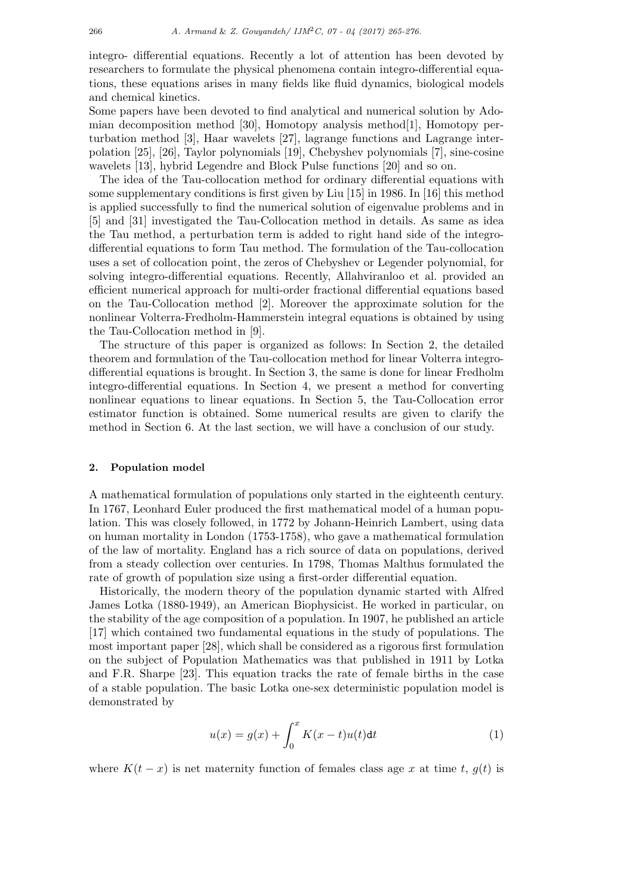integro- differential equations. Recently a lot of attention has been devoted by researchers to formulate the physical phenomena contain integro-differential equations, these equations arises in many fields like fluid dynamics, biological models and chemical kinetics.
Some papers have been devoted to find analytical and numerical solution by Adomian decomposition method [30], Homotopy analysis method[1], Homotopy perturbation method [3], Haar wavelets [27], lagrange functions and Lagrange interpolation [25], [26], Taylor polynomials [19], Chebyshev polynomials [7], sine-cosine wavelets [13], hybrid Legendre and Block Pulse functions [20] and so on.

The idea of the Tau-collocation method for ordinary differential equations with some supplementary conditions is first given by Liu [15] in 1986. In [16] this method is applied successfully to find the numerical solution of eigenvalue problems and in [5] and [31] investigated the Tau-Collocation method in details. As same as idea the Tau method, a perturbation term is added to right hand side of the integro-differential equations to form Tau method. The formulation of the Tau-collocation uses a set of collocation point, the zeros of Chebyshev or Legender polynomial, for solving integro-differential equations. Recently, Allahviranloo et al. provided an efficient numerical approach for multi-order fractional differential equations based on the Tau-Collocation method [2]. Moreover the approximate solution for the nonlinear Volterra-Fredholm-Hammerstein integral equations is obtained by using the Tau-Collocation method in [9].

The structure of this paper is organized as follows: In Section 2, the detailed theorem and formulation of the Tau-collocation method for linear Volterra integro-differential equations is brought. In Section 3, the same is done for linear Fredholm integro-differential equations. In Section 4, we present a method for converting nonlinear equations to linear equations. In Section 5, the Tau-Collocation error estimator function is obtained. Some numerical results are given to clarify the method in Section 6. At the last section, we will have a conclusion of our study.

## 2. Population model

A mathematical formulation of populations only started in the eighteenth century. In 1767, Leonhard Euler produced the first mathematical model of a human population. This was closely followed, in 1772 by Johann-Heinrich Lambert, using data on human mortality in London (1753-1758), who gave a mathematical formulation of the law of mortality. England has a rich source of data on populations, derived from a steady collection over centuries. In 1798, Thomas Malthus formulated the rate of growth of population size using a first-order differential equation.

Historically, the modern theory of the population dynamic started with Alfred James Lotka (1880-1949), an American Biophysicist. He worked in particular, on the stability of the age composition of a population. In 1907, he published an article [17] which contained two fundamental equations in the study of populations. The most important paper [28], which shall be considered as a rigorous first formulation on the subject of Population Mathematics was that published in 1911 by Lotka and F.R. Sharpe [23]. This equation tracks the rate of female births in the case of a stable population. The basic Lotka one-sex deterministic population model is demonstrated by

$$u(x) = g(x) + \int_0^x K(x-t)u(t)\mathtt{d}t \tag{1}$$

where $K(t-x)$ is net maternity function of females class age $x$ at time $t$, $g(t)$ is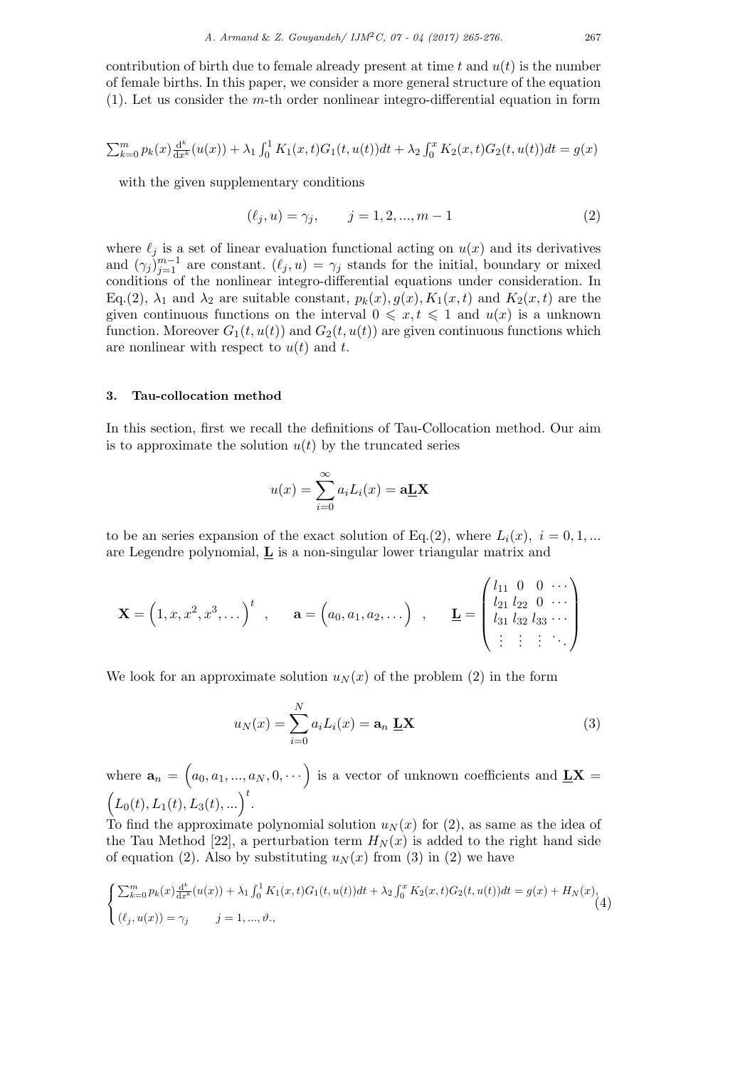contribution of birth due to female already present at time $t$ and $u(t)$ is the number of female births. In this paper, we consider a more general structure of the equation (1). Let us consider the $m$-th order nonlinear integro-differential equation in form

$$\sum_{k=0}^{m} p_k(x)\frac{\mathrm{d}^k}{\mathrm{d}x^k}(u(x)) + \lambda_1 \int_0^1 K_1(x,t)G_1(t,u(t))dt + \lambda_2 \int_0^x K_2(x,t)G_2(t,u(t))dt = g(x)$$

with the given supplementary conditions

$$(\ell_j, u) = \gamma_j, \qquad j = 1, 2, ..., m-1 \tag{2}$$

where $\ell_j$ is a set of linear evaluation functional acting on $u(x)$ and its derivatives and $(\gamma_j)_{j=1}^{m-1}$ are constant. $(\ell_j, u) = \gamma_j$ stands for the initial, boundary or mixed conditions of the nonlinear integro-differential equations under consideration. In Eq.(2), $\lambda_1$ and $\lambda_2$ are suitable constant, $p_k(x), g(x), K_1(x,t)$ and $K_2(x,t)$ are the given continuous functions on the interval $0 \leqslant x, t \leqslant 1$ and $u(x)$ is a unknown function. Moreover $G_1(t, u(t))$ and $G_2(t, u(t))$ are given continuous functions which are nonlinear with respect to $u(t)$ and $t$.

### 3. Tau-collocation method

In this section, first we recall the definitions of Tau-Collocation method. Our aim is to approximate the solution $u(t)$ by the truncated series

$$u(x) = \sum_{i=0}^{\infty} a_i L_i(x) = \mathbf{a}\underline{\mathbf{L}}\mathbf{X}$$

to be an series expansion of the exact solution of Eq.(2), where $L_i(x),\ i = 0, 1, ...$ are Legendre polynomial, $\underline{\mathbf{L}}$ is a non-singular lower triangular matrix and

$$\mathbf{X} = \Big(1, x, x^2, x^3, \dots\Big)^t \quad , \qquad \mathbf{a} = \Big(a_0, a_1, a_2, \dots\Big) \quad , \qquad \underline{\mathbf{L}} = \begin{pmatrix} l_{11} & 0 & 0 & \cdots \\ l_{21} & l_{22} & 0 & \cdots \\ l_{31} & l_{32} & l_{33} & \cdots \\ \vdots & \vdots & \vdots & \ddots \end{pmatrix}$$

We look for an approximate solution $u_N(x)$ of the problem (2) in the form

$$u_N(x) = \sum_{i=0}^{N} a_i L_i(x) = \mathbf{a}_n\, \underline{\mathbf{L}}\mathbf{X} \tag{3}$$

where $\mathbf{a}_n = \Big(a_0, a_1, ..., a_N, 0, \cdots\Big)$ is a vector of unknown coefficients and $\underline{\mathbf{L}}\mathbf{X} = \Big(L_0(t), L_1(t), L_3(t), ...\Big)^t$.

To find the approximate polynomial solution $u_N(x)$ for (2), as same as the idea of the Tau Method [22], a perturbation term $H_N(x)$ is added to the right hand side of equation (2). Also by substituting $u_N(x)$ from (3) in (2) we have

$$\begin{cases} \sum_{k=0}^{m} p_k(x)\frac{\mathrm{d}^k}{\mathrm{d}x^k}(u(x)) + \lambda_1 \int_0^1 K_1(x,t)G_1(t,u(t))dt + \lambda_2 \int_0^x K_2(x,t)G_2(t,u(t))dt = g(x) + H_N(x), \\ (\ell_j, u(x)) = \gamma_j \qquad j = 1, ..., \vartheta., \end{cases} \tag{4}$$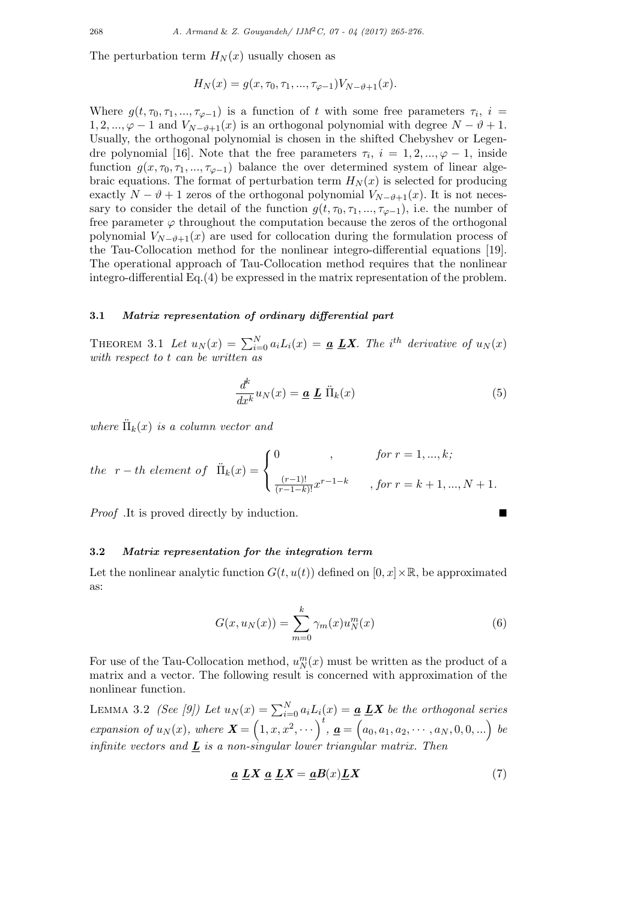The perturbation term $H_N(x)$ usually chosen as

$$H_N(x) = g(x, \tau_0, \tau_1, ..., \tau_{\varphi-1})V_{N-\vartheta+1}(x).$$

Where $g(t, \tau_0, \tau_1, ..., \tau_{\varphi-1})$ is a function of $t$ with some free parameters $\tau_i$, $i = 1, 2, ..., \varphi - 1$ and $V_{N-\vartheta+1}(x)$ is an orthogonal polynomial with degree $N - \vartheta + 1$. Usually, the orthogonal polynomial is chosen in the shifted Chebyshev or Legendre polynomial [16]. Note that the free parameters $\tau_i$, $i = 1, 2, ..., \varphi - 1$, inside function $g(x, \tau_0, \tau_1, ..., \tau_{\varphi-1})$ balance the over determined system of linear algebraic equations. The format of perturbation term $H_N(x)$ is selected for producing exactly $N - \vartheta + 1$ zeros of the orthogonal polynomial $V_{N-\vartheta+1}(x)$. It is not necessary to consider the detail of the function $g(t, \tau_0, \tau_1, ..., \tau_{\varphi-1})$, i.e. the number of free parameter $\varphi$ throughout the computation because the zeros of the orthogonal polynomial $V_{N-\vartheta+1}(x)$ are used for collocation during the formulation process of the Tau-Collocation method for the nonlinear integro-differential equations [19]. The operational approach of Tau-Collocation method requires that the nonlinear integro-differential Eq.(4) be expressed in the matrix representation of the problem.

### 3.1 *Matrix representation of ordinary differential part*

THEOREM 3.1 *Let $u_N(x) = \sum_{i=0}^{N} a_i L_i(x) = \underline{\boldsymbol{a}}\ \underline{\boldsymbol{L}}\boldsymbol{X}$. The $i^{th}$ derivative of $u_N(x)$ with respect to $t$ can be written as*

$$\frac{d^k}{dx^k} u_N(x) = \underline{\boldsymbol{a}}\ \underline{\boldsymbol{L}}\ \ddot{\Pi}_k(x) \tag{5}$$

*where $\ddot{\Pi}_k(x)$ is a column vector and*

$$\text{the} \quad r-th \text{ element of} \quad \ddot{\Pi}_k(x) = \begin{cases} 0 \qquad\qquad , & \textit{for } r = 1, ..., k; \\ \frac{(r-1)!}{(r-1-k)!} x^{r-1-k} & , \textit{for } r = k+1, ..., N+1. \end{cases}$$

*Proof* .It is proved directly by induction. ■

### 3.2 *Matrix representation for the integration term*

Let the nonlinear analytic function $G(t, u(t))$ defined on $[0, x] \times \mathbb{R}$, be approximated as:

$$G(x, u_N(x)) = \sum_{m=0}^{k} \gamma_m(x) u_N^m(x) \tag{6}$$

For use of the Tau-Collocation method, $u_N^m(x)$ must be written as the product of a matrix and a vector. The following result is concerned with approximation of the nonlinear function.

LEMMA 3.2 *(See [9]) Let $u_N(x) = \sum_{i=0}^{N} a_i L_i(x) = \underline{\boldsymbol{a}}\ \underline{\boldsymbol{L}}\boldsymbol{X}$ be the orthogonal series expansion of $u_N(x)$, where $\boldsymbol{X} = \left(1, x, x^2, \cdots\right)^t$, $\underline{\boldsymbol{a}} = \left(a_0, a_1, a_2, \cdots, a_N, 0, 0, ...\right)$ be infinite vectors and $\underline{\boldsymbol{L}}$ is a non-singular lower triangular matrix. Then*

$$\underline{\boldsymbol{a}}\ \underline{\boldsymbol{L}}\boldsymbol{X}\ \underline{\boldsymbol{a}}\ \underline{\boldsymbol{L}}\boldsymbol{X} = \underline{\boldsymbol{a}}\boldsymbol{B}(x)\underline{\boldsymbol{L}}\boldsymbol{X} \tag{7}$$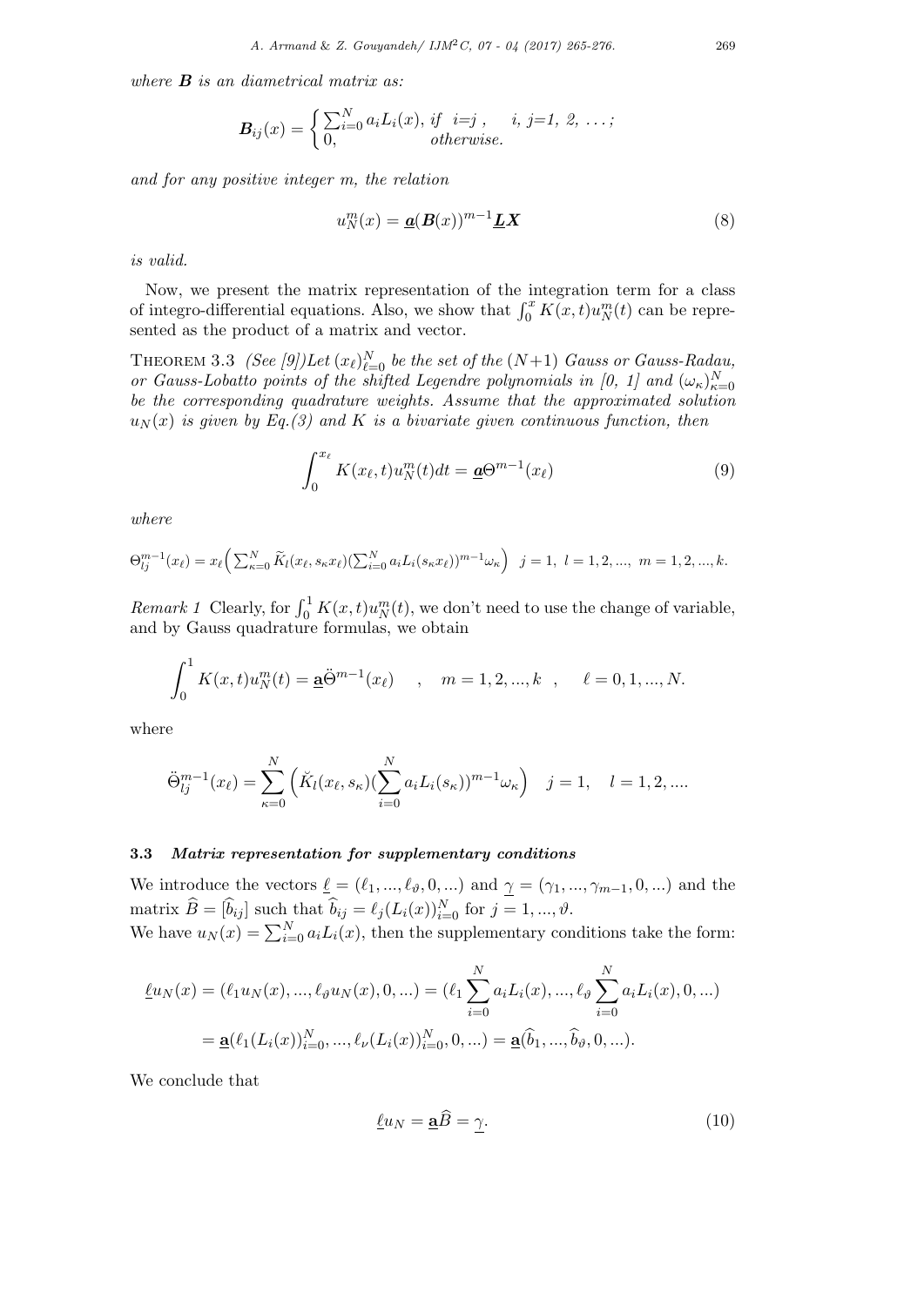*where* $\boldsymbol{B}$ *is an diametrical matrix as:*

$$\boldsymbol{B}_{ij}(x) = \begin{cases} \sum_{i=0}^{N} a_i L_i(x), & if \;\; i{=}j \;, \quad i,\, j{=}1,\, 2,\, \ldots; \\ 0, & otherwise. \end{cases}$$

*and for any positive integer m, the relation*

$$u_N^m(x) = \underline{\boldsymbol{a}}(\boldsymbol{B}(x))^{m-1}\underline{\boldsymbol{L}}\boldsymbol{X} \tag{8}$$

*is valid.*

Now, we present the matrix representation of the integration term for a class of integro-differential equations. Also, we show that $\int_0^x K(x,t)u_N^m(t)$ can be represented as the product of a matrix and vector.

Theorem 3.3 *(See [9])Let* $(x_\ell)_{\ell=0}^N$ *be the set of the* $(N+1)$ *Gauss or Gauss-Radau, or Gauss-Lobatto points of the shifted Legendre polynomials in [0, 1] and* $(\omega_\kappa)_{\kappa=0}^N$ *be the corresponding quadrature weights. Assume that the approximated solution* $u_N(x)$ *is given by Eq.(3) and* $K$ *is a bivariate given continuous function, then*

$$\int_0^{x_\ell} K(x_\ell, t)u_N^m(t)dt = \underline{\boldsymbol{a}}\Theta^{m-1}(x_\ell) \tag{9}$$

*where*

$$\Theta_{lj}^{m-1}(x_\ell) = x_\ell\Big(\sum_{\kappa=0}^N \widetilde{K}_l(x_\ell, s_\kappa x_\ell)(\sum_{i=0}^N a_i L_i(s_\kappa x_\ell))^{m-1}\omega_\kappa\Big) \;\; j=1,\;\; l=1,2,...,\;\; m=1,2,...,k.$$

*Remark 1* Clearly, for $\int_0^1 K(x,t)u_N^m(t)$, we don't need to use the change of variable, and by Gauss quadrature formulas, we obtain

$$\int_0^1 K(x,t)u_N^m(t) = \underline{\mathbf{a}}\ddot{\Theta}^{m-1}(x_\ell) \quad , \quad m=1,2,...,k \;\; , \quad \ell=0,1,...,N.$$

where

$$\ddot{\Theta}_{lj}^{m-1}(x_\ell) = \sum_{\kappa=0}^N \Big(\breve{K}_l(x_\ell, s_\kappa)(\sum_{i=0}^N a_i L_i(s_\kappa))^{m-1}\omega_\kappa\Big) \quad j=1, \quad l=1,2,....$$

### 3.3 *Matrix representation for supplementary conditions*

We introduce the vectors $\underline{\ell} = (\ell_1, ..., \ell_\vartheta, 0, ...)$ and $\underline{\gamma} = (\gamma_1, ..., \gamma_{m-1}, 0, ...)$ and the matrix $\widehat{B} = [\widehat{b}_{ij}]$ such that $\widehat{b}_{ij} = \ell_j(L_i(x))_{i=0}^N$ for $j=1,...,\vartheta$.
We have $u_N(x) = \sum_{i=0}^N a_i L_i(x)$, then the supplementary conditions take the form:

$$\begin{aligned}
\underline{\ell}u_N(x) &= (\ell_1 u_N(x), ..., \ell_\vartheta u_N(x), 0, ...) = (\ell_1 \sum_{i=0}^N a_i L_i(x), ..., \ell_\vartheta \sum_{i=0}^N a_i L_i(x), 0, ...) \\
&= \underline{\mathbf{a}}(\ell_1(L_i(x))_{i=0}^N, ..., \ell_\nu(L_i(x))_{i=0}^N, 0, ...) = \underline{\mathbf{a}}(\widehat{b}_1, ..., \widehat{b}_\vartheta, 0, ...).
\end{aligned}$$

We conclude that

$$\underline{\ell}u_N = \underline{\mathbf{a}}\widehat{B} = \underline{\gamma}. \tag{10}$$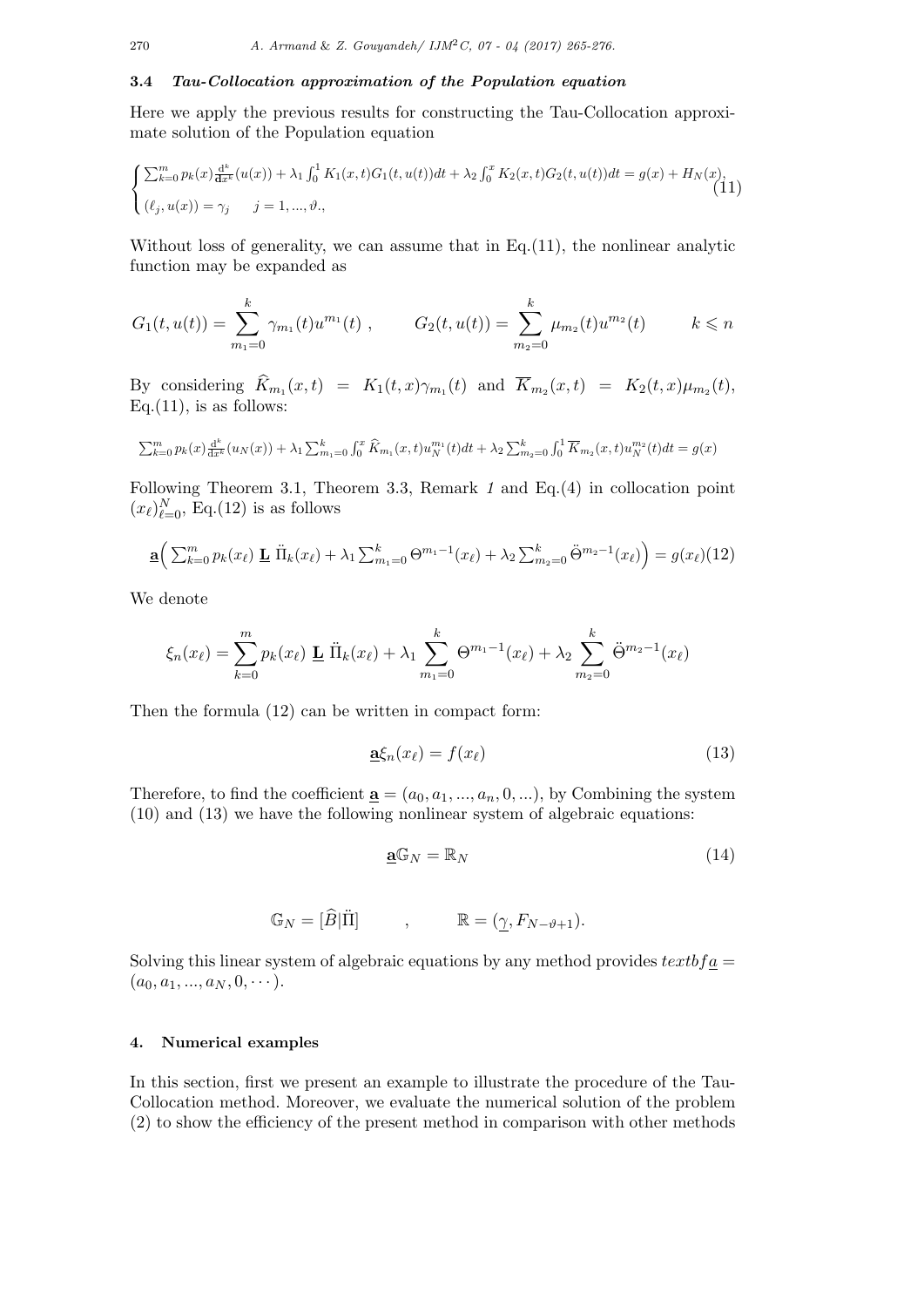### 3.4 *Tau-Collocation approximation of the Population equation*

Here we apply the previous results for constructing the Tau-Collocation approximate solution of the Population equation

$$\begin{cases} \sum_{k=0}^{m} p_k(x)\frac{\mathrm{d}^k}{\mathrm{d}x^k}(u(x)) + \lambda_1 \int_0^1 K_1(x,t)G_1(t,u(t))dt + \lambda_2 \int_0^x K_2(x,t)G_2(t,u(t))dt = g(x) + H_N(x), \\ (\ell_j, u(x)) = \gamma_j \qquad j = 1,...,\vartheta., \end{cases} \tag{11}$$

Without loss of generality, we can assume that in Eq.(11), the nonlinear analytic function may be expanded as

$$G_1(t,u(t)) = \sum_{m_1=0}^{k} \gamma_{m_1}(t)u^{m_1}(t) \ , \qquad G_2(t,u(t)) = \sum_{m_2=0}^{k} \mu_{m_2}(t)u^{m_2}(t) \qquad k \leqslant n$$

By considering $\widehat{K}_{m_1}(x,t) = K_1(t,x)\gamma_{m_1}(t)$ and $\overline{K}_{m_2}(x,t) = K_2(t,x)\mu_{m_2}(t)$, Eq.(11), is as follows:

$$\sum_{k=0}^{m} p_k(x)\frac{\mathrm{d}^k}{\mathrm{d}x^k}(u_N(x)) + \lambda_1 \sum_{m_1=0}^{k} \int_0^x \widehat{K}_{m_1}(x,t)u_N^{m_1}(t)dt + \lambda_2 \sum_{m_2=0}^{k} \int_0^1 \overline{K}_{m_2}(x,t)u_N^{m_2}(t)dt = g(x)$$

Following Theorem 3.1, Theorem 3.3, Remark *1* and Eq.(4) in collocation point $(x_\ell)_{\ell=0}^N$, Eq.(12) is as follows

$$\underline{\mathbf{a}}\Big(\sum_{k=0}^{m} p_k(x_\ell)\ \underline{\mathbf{L}}\ \ddot{\Pi}_k(x_\ell) + \lambda_1 \sum_{m_1=0}^{k} \Theta^{m_1-1}(x_\ell) + \lambda_2 \sum_{m_2=0}^{k} \ddot{\Theta}^{m_2-1}(x_\ell)\Big) = g(x_\ell) \tag{12}$$

We denote

$$\xi_n(x_\ell) = \sum_{k=0}^{m} p_k(x_\ell)\ \underline{\mathbf{L}}\ \ddot{\Pi}_k(x_\ell) + \lambda_1 \sum_{m_1=0}^{k} \Theta^{m_1-1}(x_\ell) + \lambda_2 \sum_{m_2=0}^{k} \ddot{\Theta}^{m_2-1}(x_\ell)$$

Then the formula (12) can be written in compact form:

$$\underline{\mathbf{a}}\xi_n(x_\ell) = f(x_\ell) \tag{13}$$

Therefore, to find the coefficient $\underline{\mathbf{a}} = (a_0, a_1, ..., a_n, 0, ...)$, by Combining the system (10) and (13) we have the following nonlinear system of algebraic equations:

$$\underline{\mathbf{a}}\mathbb{G}_N = \mathbb{R}_N \tag{14}$$

$$\mathbb{G}_N = [\widehat{B}|\ddot{\Pi}] \qquad , \qquad \mathbb{R} = (\underline{\gamma}, F_{N-\vartheta+1}).$$

Solving this linear system of algebraic equations by any method provides $textbf\underline{a} = (a_0, a_1, ..., a_N, 0, \cdots)$.

## 4. Numerical examples

In this section, first we present an example to illustrate the procedure of the Tau-Collocation method. Moreover, we evaluate the numerical solution of the problem (2) to show the efficiency of the present method in comparison with other methods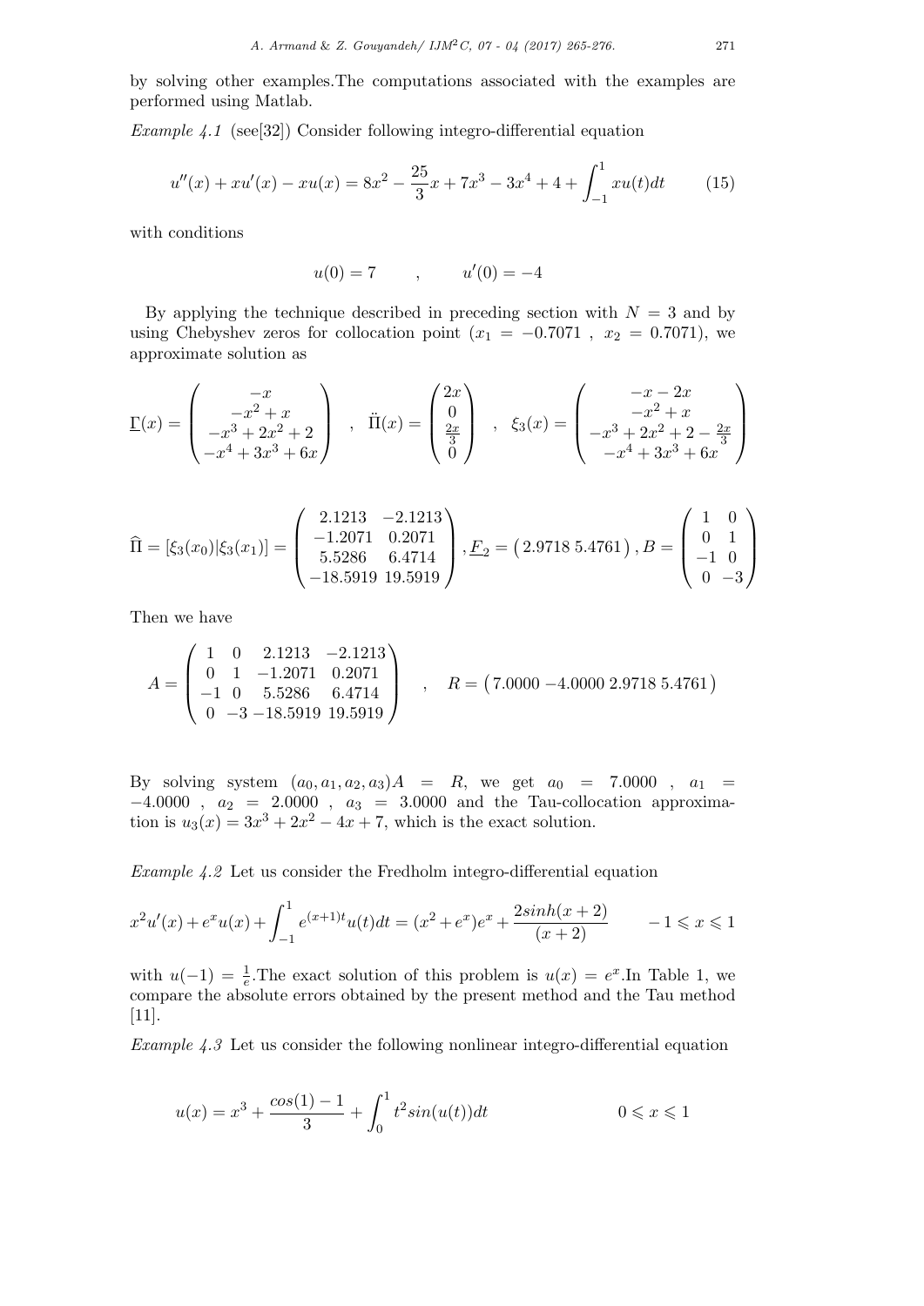by solving other examples.The computations associated with the examples are performed using Matlab.

*Example 4.1* (see[32]) Consider following integro-differential equation

$$u''(x) + xu'(x) - xu(x) = 8x^2 - \frac{25}{3}x + 7x^3 - 3x^4 + 4 + \int_{-1}^{1} xu(t)dt \qquad (15)$$

with conditions

$$u(0) = 7 \qquad , \qquad u'(0) = -4$$

By applying the technique described in preceding section with $N = 3$ and by using Chebyshev zeros for collocation point ($x_1 = -0.7071$ , $x_2 = 0.7071$), we approximate solution as

$$\underline{\Gamma}(x) = \begin{pmatrix} -x \\ -x^2 + x \\ -x^3 + 2x^2 + 2 \\ -x^4 + 3x^3 + 6x \end{pmatrix} \quad , \quad \ddot{\Pi}(x) = \begin{pmatrix} 2x \\ 0 \\ \frac{2x}{3} \\ 0 \end{pmatrix} \quad , \quad \xi_3(x) = \begin{pmatrix} -x - 2x \\ -x^2 + x \\ -x^3 + 2x^2 + 2 - \frac{2x}{3} \\ -x^4 + 3x^3 + 6x \end{pmatrix}$$

$$\widehat{\Pi} = [\xi_3(x_0)|\xi_3(x_1)] = \begin{pmatrix} 2.1213 & -2.1213 \\ -1.2071 & 0.2071 \\ 5.5286 & 6.4714 \\ -18.5919 & 19.5919 \end{pmatrix}, \underline{F}_2 = \begin{pmatrix} 2.9718 & 5.4761 \end{pmatrix}, B = \begin{pmatrix} 1 & 0 \\ 0 & 1 \\ -1 & 0 \\ 0 & -3 \end{pmatrix}$$

Then we have

$$A = \begin{pmatrix} 1 & 0 & 2.1213 & -2.1213 \\ 0 & 1 & -1.2071 & 0.2071 \\ -1 & 0 & 5.5286 & 6.4714 \\ 0 & -3 & -18.5919 & 19.5919 \end{pmatrix} \quad , \quad R = \begin{pmatrix} 7.0000 & -4.0000 & 2.9718 & 5.4761 \end{pmatrix}$$

By solving system $(a_0, a_1, a_2, a_3)A = R$, we get $a_0 = 7.0000$ , $a_1 = -4.0000$ , $a_2 = 2.0000$ , $a_3 = 3.0000$ and the Tau-collocation approximation is $u_3(x) = 3x^3 + 2x^2 - 4x + 7$, which is the exact solution.

*Example 4.2* Let us consider the Fredholm integro-differential equation

$$x^2u'(x) + e^x u(x) + \int_{-1}^{1} e^{(x+1)t} u(t)dt = (x^2 + e^x)e^x + \frac{2sinh(x+2)}{(x+2)} \qquad -1 \leqslant x \leqslant 1$$

with $u(-1) = \frac{1}{e}$.The exact solution of this problem is $u(x) = e^x$.In Table 1, we compare the absolute errors obtained by the present method and the Tau method [11].

*Example 4.3* Let us consider the following nonlinear integro-differential equation

$$u(x) = x^3 + \frac{cos(1) - 1}{3} + \int_0^1 t^2 sin(u(t))dt \qquad 0 \leqslant x \leqslant 1$$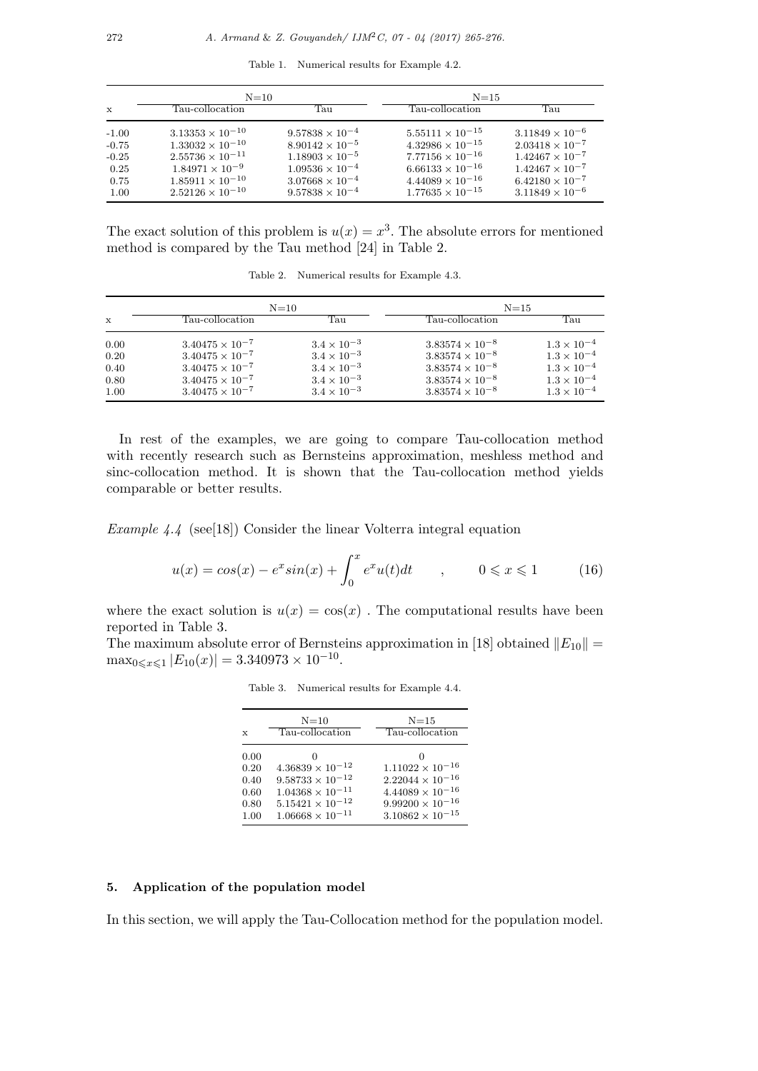Table 1. Numerical results for Example 4.2.

| x | N=10 | | N=15 | |
|---|---|---|---|---|
| | Tau-collocation | Tau | Tau-collocation | Tau |
| -1.00 | $3.13353 \times 10^{-10}$ | $9.57838 \times 10^{-4}$ | $5.55111 \times 10^{-15}$ | $3.11849 \times 10^{-6}$ |
| -0.75 | $1.33032 \times 10^{-10}$ | $8.90142 \times 10^{-5}$ | $4.32986 \times 10^{-15}$ | $2.03418 \times 10^{-7}$ |
| -0.25 | $2.55736 \times 10^{-11}$ | $1.18903 \times 10^{-5}$ | $7.77156 \times 10^{-16}$ | $1.42467 \times 10^{-7}$ |
| 0.25 | $1.84971 \times 10^{-9}$ | $1.09536 \times 10^{-4}$ | $6.66133 \times 10^{-16}$ | $1.42467 \times 10^{-7}$ |
| 0.75 | $1.85911 \times 10^{-10}$ | $3.07668 \times 10^{-4}$ | $4.44089 \times 10^{-16}$ | $6.42180 \times 10^{-7}$ |
| 1.00 | $2.52126 \times 10^{-10}$ | $9.57838 \times 10^{-4}$ | $1.77635 \times 10^{-15}$ | $3.11849 \times 10^{-6}$ |

The exact solution of this problem is $u(x) = x^3$. The absolute errors for mentioned method is compared by the Tau method [24] in Table 2.

Table 2. Numerical results for Example 4.3.

| x | N=10 | | N=15 | |
|---|---|---|---|---|
| | Tau-collocation | Tau | Tau-collocation | Tau |
| 0.00 | $3.40475 \times 10^{-7}$ | $3.4 \times 10^{-3}$ | $3.83574 \times 10^{-8}$ | $1.3 \times 10^{-4}$ |
| 0.20 | $3.40475 \times 10^{-7}$ | $3.4 \times 10^{-3}$ | $3.83574 \times 10^{-8}$ | $1.3 \times 10^{-4}$ |
| 0.40 | $3.40475 \times 10^{-7}$ | $3.4 \times 10^{-3}$ | $3.83574 \times 10^{-8}$ | $1.3 \times 10^{-4}$ |
| 0.80 | $3.40475 \times 10^{-7}$ | $3.4 \times 10^{-3}$ | $3.83574 \times 10^{-8}$ | $1.3 \times 10^{-4}$ |
| 1.00 | $3.40475 \times 10^{-7}$ | $3.4 \times 10^{-3}$ | $3.83574 \times 10^{-8}$ | $1.3 \times 10^{-4}$ |

In rest of the examples, we are going to compare Tau-collocation method with recently research such as Bernsteins approximation, meshless method and sinc-collocation method. It is shown that the Tau-collocation method yields comparable or better results.

*Example 4.4* (see[18]) Consider the linear Volterra integral equation

$$u(x) = cos(x) - e^x sin(x) + \int_0^x e^x u(t)dt \qquad , \qquad 0 \leqslant x \leqslant 1 \tag{16}$$

where the exact solution is $u(x) = \cos(x)$ . The computational results have been reported in Table 3.

The maximum absolute error of Bernsteins approximation in [18] obtained $\|E_{10}\| = \max_{0 \leqslant x \leqslant 1} |E_{10}(x)| = 3.340973 \times 10^{-10}$.

Table 3. Numerical results for Example 4.4.

| x | N=10 | N=15 |
|---|---|---|
| | Tau-collocation | Tau-collocation |
| 0.00 | 0 | 0 |
| 0.20 | $4.36839 \times 10^{-12}$ | $1.11022 \times 10^{-16}$ |
| 0.40 | $9.58733 \times 10^{-12}$ | $2.22044 \times 10^{-16}$ |
| 0.60 | $1.04368 \times 10^{-11}$ | $4.44089 \times 10^{-16}$ |
| 0.80 | $5.15421 \times 10^{-12}$ | $9.99200 \times 10^{-16}$ |
| 1.00 | $1.06668 \times 10^{-11}$ | $3.10862 \times 10^{-15}$ |

## 5. Application of the population model

In this section, we will apply the Tau-Collocation method for the population model.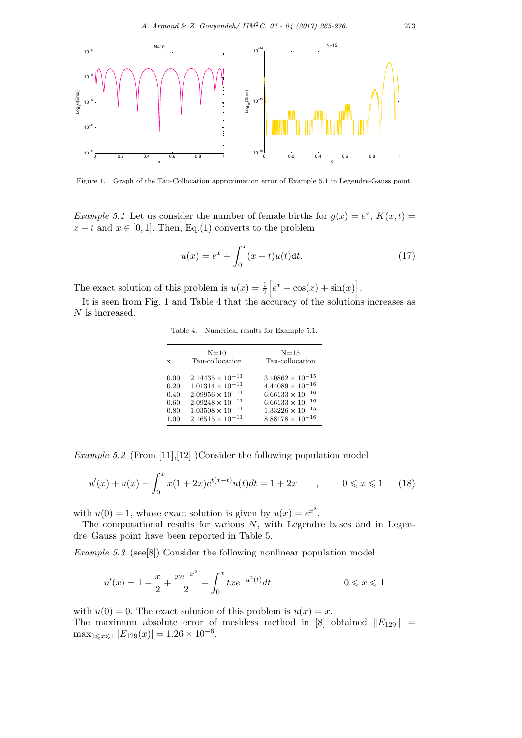Figure 1. Graph of the Tau-Collocation approximation error of Example 5.1 in Legendre-Gauss point.

*Example 5.1* Let us consider the number of female births for $g(x) = e^x$, $K(x,t) = x - t$ and $x \in [0,1]$. Then, Eq.(1) converts to the problem

$$u(x) = e^x + \int_0^x (x-t)u(t)\mathtt{d}t. \tag{17}$$

The exact solution of this problem is $u(x) = \frac{1}{2}\Big[e^x + \cos(x) + \sin(x)\Big]$.

It is seen from Fig. 1 and Table 4 that the accuracy of the solutions increases as $N$ is increased.

Table 4. Numerical results for Example 5.1.

| x | N=10 Tau-collocation | N=15 Tau-collocation |
|---|---|---|
| 0.00 | $2.14435 \times 10^{-11}$ | $3.10862 \times 10^{-15}$ |
| 0.20 | $1.01314 \times 10^{-11}$ | $4.44089 \times 10^{-16}$ |
| 0.40 | $2.09956 \times 10^{-11}$ | $6.66133 \times 10^{-16}$ |
| 0.60 | $2.09248 \times 10^{-11}$ | $6.66133 \times 10^{-16}$ |
| 0.80 | $1.03508 \times 10^{-11}$ | $1.33226 \times 10^{-15}$ |
| 1.00 | $2.16515 \times 10^{-11}$ | $8.88178 \times 10^{-16}$ |

*Example 5.2* (From [11],[12] )Consider the following population model

$$u'(x) + u(x) - \int_0^x x(1+2x)e^{t(x-t)}u(t)dt = 1 + 2x \qquad , \qquad 0 \leqslant x \leqslant 1 \tag{18}$$

with $u(0) = 1$, whose exact solution is given by $u(x) = e^{x^2}$.

The computational results for various $N$, with Legendre bases and in Legendre–Gauss point have been reported in Table 5.

*Example 5.3* (see[8]) Consider the following nonlinear population model

$$u'(x) = 1 - \frac{x}{2} + \frac{xe^{-x^2}}{2} + \int_0^x txe^{-u^2(t)}dt \qquad\qquad 0 \leqslant x \leqslant 1$$

with $u(0) = 0$. The exact solution of this problem is $u(x) = x$.
The maximum absolute error of meshless method in [8] obtained $\|E_{129}\| = \max_{0 \leqslant x \leqslant 1} |E_{129}(x)| = 1.26 \times 10^{-6}$.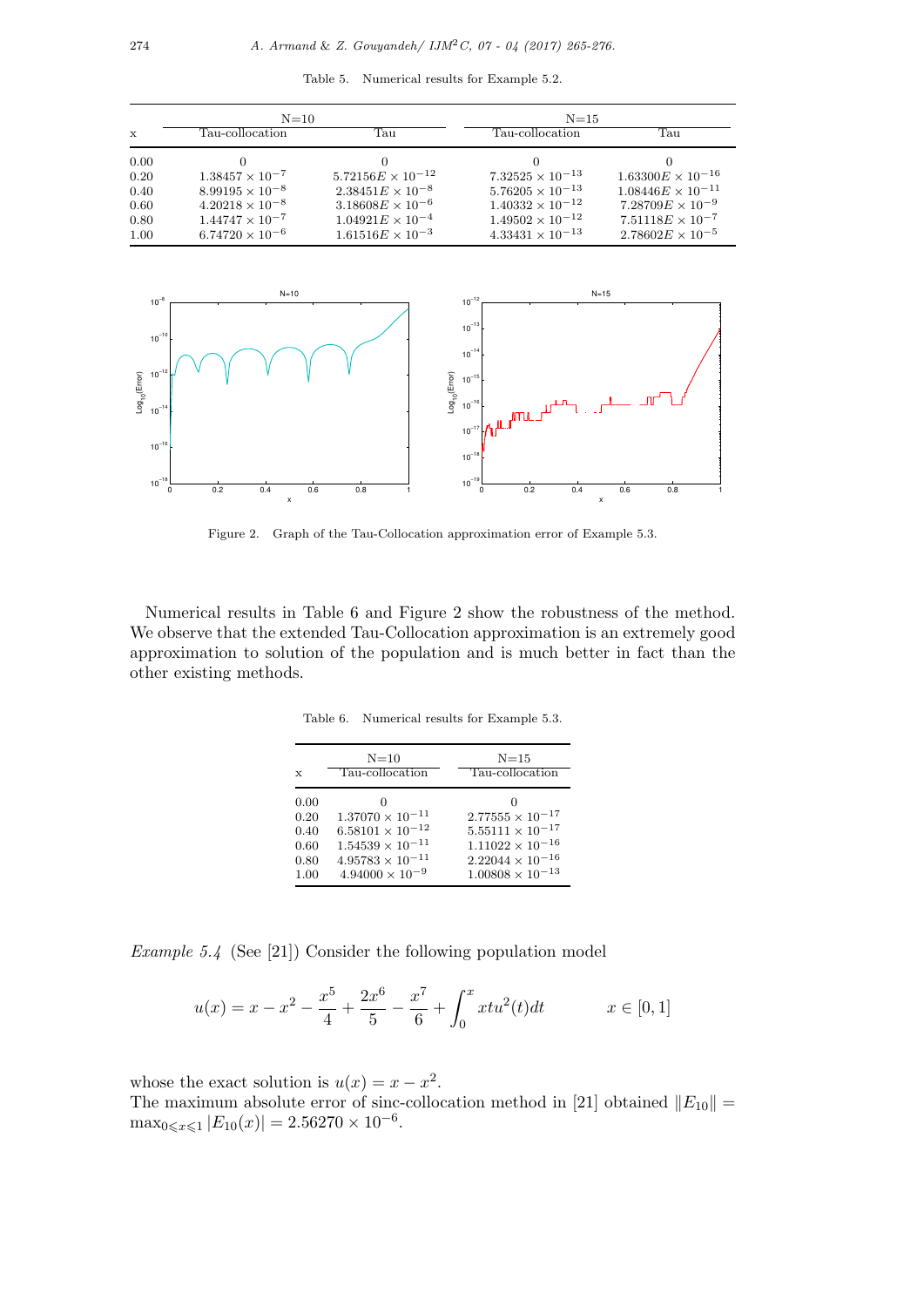Table 5. Numerical results for Example 5.2.

| x | N=10 | | N=15 | |
|---|---|---|---|---|
| | Tau-collocation | Tau | Tau-collocation | Tau |
| 0.00 | 0 | 0 | 0 | 0 |
| 0.20 | $1.38457 \times 10^{-7}$ | $5.72156E \times 10^{-12}$ | $7.32525 \times 10^{-13}$ | $1.63300E \times 10^{-16}$ |
| 0.40 | $8.99195 \times 10^{-8}$ | $2.38451E \times 10^{-8}$ | $5.76205 \times 10^{-13}$ | $1.08446E \times 10^{-11}$ |
| 0.60 | $4.20218 \times 10^{-8}$ | $3.18608E \times 10^{-6}$ | $1.40332 \times 10^{-12}$ | $7.28709E \times 10^{-9}$ |
| 0.80 | $1.44747 \times 10^{-7}$ | $1.04921E \times 10^{-4}$ | $1.49502 \times 10^{-12}$ | $7.51118E \times 10^{-7}$ |
| 1.00 | $6.74720 \times 10^{-6}$ | $1.61516E \times 10^{-3}$ | $4.33431 \times 10^{-13}$ | $2.78602E \times 10^{-5}$ |

Figure 2. Graph of the Tau-Collocation approximation error of Example 5.3.

Numerical results in Table 6 and Figure 2 show the robustness of the method. We observe that the extended Tau-Collocation approximation is an extremely good approximation to solution of the population and is much better in fact than the other existing methods.

Table 6. Numerical results for Example 5.3.

| x | N=10 | N=15 |
|---|---|---|
| | Tau-collocation | Tau-collocation |
| 0.00 | 0 | 0 |
| 0.20 | $1.37070 \times 10^{-11}$ | $2.77555 \times 10^{-17}$ |
| 0.40 | $6.58101 \times 10^{-12}$ | $5.55111 \times 10^{-17}$ |
| 0.60 | $1.54539 \times 10^{-11}$ | $1.11022 \times 10^{-16}$ |
| 0.80 | $4.95783 \times 10^{-11}$ | $2.22044 \times 10^{-16}$ |
| 1.00 | $4.94000 \times 10^{-9}$ | $1.00808 \times 10^{-13}$ |

*Example 5.4* (See [21]) Consider the following population model

$$u(x) = x - x^2 - \frac{x^5}{4} + \frac{2x^6}{5} - \frac{x^7}{6} + \int_0^x xtu^2(t)dt \qquad x \in [0,1]$$

whose the exact solution is $u(x) = x - x^2$.
The maximum absolute error of sinc-collocation method in [21] obtained $\|E_{10}\| = \max_{0 \leqslant x \leqslant 1} |E_{10}(x)| = 2.56270 \times 10^{-6}$.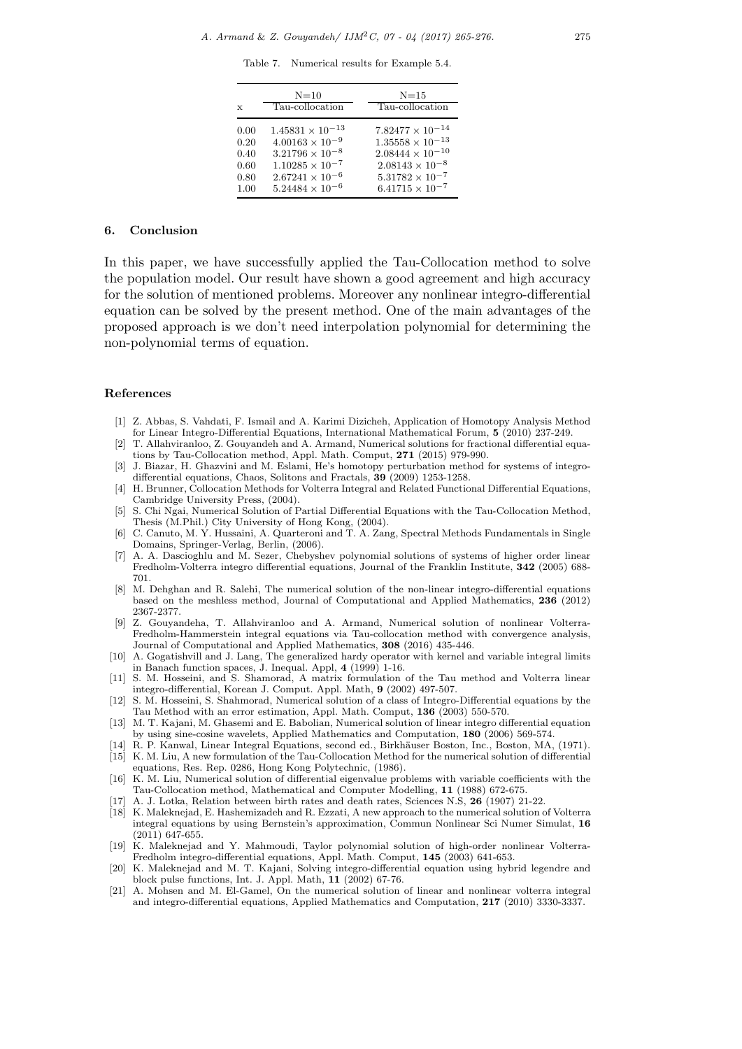Table 7. Numerical results for Example 5.4.

| x | N=10 | N=15 |
|---|---|---|
| | Tau-collocation | Tau-collocation |
| 0.00 | $1.45831 \times 10^{-13}$ | $7.82477 \times 10^{-14}$ |
| 0.20 | $4.00163 \times 10^{-9}$ | $1.35558 \times 10^{-13}$ |
| 0.40 | $3.21796 \times 10^{-8}$ | $2.08444 \times 10^{-10}$ |
| 0.60 | $1.10285 \times 10^{-7}$ | $2.08143 \times 10^{-8}$ |
| 0.80 | $2.67241 \times 10^{-6}$ | $5.31782 \times 10^{-7}$ |
| 1.00 | $5.24484 \times 10^{-6}$ | $6.41715 \times 10^{-7}$ |

## 6. Conclusion

In this paper, we have successfully applied the Tau-Collocation method to solve the population model. Our result have shown a good agreement and high accuracy for the solution of mentioned problems. Moreover any nonlinear integro-differential equation can be solved by the present method. One of the main advantages of the proposed approach is we don't need interpolation polynomial for determining the non-polynomial terms of equation.

## References

[1] Z. Abbas, S. Vahdati, F. Ismail and A. Karimi Dizicheh, Application of Homotopy Analysis Method for Linear Integro-Differential Equations, International Mathematical Forum, **5** (2010) 237-249.

[2] T. Allahviranloo, Z. Gouyandeh and A. Armand, Numerical solutions for fractional differential equations by Tau-Collocation method, Appl. Math. Comput, **271** (2015) 979-990.

[3] J. Biazar, H. Ghazvini and M. Eslami, He's homotopy perturbation method for systems of integro-differential equations, Chaos, Solitons and Fractals, **39** (2009) 1253-1258.

[4] H. Brunner, Collocation Methods for Volterra Integral and Related Functional Differential Equations, Cambridge University Press, (2004).

[5] S. Chi Ngai, Numerical Solution of Partial Differential Equations with the Tau-Collocation Method, Thesis (M.Phil.) City University of Hong Kong, (2004).

[6] C. Canuto, M. Y. Hussaini, A. Quarteroni and T. A. Zang, Spectral Methods Fundamentals in Single Domains, Springer-Verlag, Berlin, (2006).

[7] A. A. Dascioghlu and M. Sezer, Chebyshev polynomial solutions of systems of higher order linear Fredholm-Volterra integro differential equations, Journal of the Franklin Institute, **342** (2005) 688-701.

[8] M. Dehghan and R. Salehi, The numerical solution of the non-linear integro-differential equations based on the meshless method, Journal of Computational and Applied Mathematics, **236** (2012) 2367-2377.

[9] Z. Gouyandeha, T. Allahviranloo and A. Armand, Numerical solution of nonlinear Volterra-Fredholm-Hammerstein integral equations via Tau-collocation method with convergence analysis, Journal of Computational and Applied Mathematics, **308** (2016) 435-446.

[10] A. Gogatishvill and J. Lang, The generalized hardy operator with kernel and variable integral limits in Banach function spaces, J. Inequal. Appl, **4** (1999) 1-16.

[11] S. M. Hosseini, and S. Shamorad, A matrix formulation of the Tau method and Volterra linear integro-differential, Korean J. Comput. Appl. Math, **9** (2002) 497-507.

[12] S. M. Hosseini, S. Shahmorad, Numerical solution of a class of Integro-Differential equations by the Tau Method with an error estimation, Appl. Math. Comput, **136** (2003) 550-570.

[13] M. T. Kajani, M. Ghasemi and E. Babolian, Numerical solution of linear integro differential equation by using sine-cosine wavelets, Applied Mathematics and Computation, **180** (2006) 569-574.

[14] R. P. Kanwal, Linear Integral Equations, second ed., Birkhäuser Boston, Inc., Boston, MA, (1971).

[15] K. M. Liu, A new formulation of the Tau-Collocation Method for the numerical solution of differential equations, Res. Rep. 0286, Hong Kong Polytechnic, (1986).

[16] K. M. Liu, Numerical solution of differential eigenvalue problems with variable coefficients with the Tau-Collocation method, Mathematical and Computer Modelling, **11** (1988) 672-675.

[17] A. J. Lotka, Relation between birth rates and death rates, Sciences N.S, **26** (1907) 21-22.

[18] K. Maleknejad, E. Hashemizadeh and R. Ezzati, A new approach to the numerical solution of Volterra integral equations by using Bernstein's approximation, Commun Nonlinear Sci Numer Simulat, **16** (2011) 647-655.

[19] K. Maleknejad and Y. Mahmoudi, Taylor polynomial solution of high-order nonlinear Volterra-Fredholm integro-differential equations, Appl. Math. Comput, **145** (2003) 641-653.

[20] K. Maleknejad and M. T. Kajani, Solving integro-differential equation using hybrid legendre and block pulse functions, Int. J. Appl. Math, **11** (2002) 67-76.

[21] A. Mohsen and M. El-Gamel, On the numerical solution of linear and nonlinear volterra integral and integro-differential equations, Applied Mathematics and Computation, **217** (2010) 3330-3337.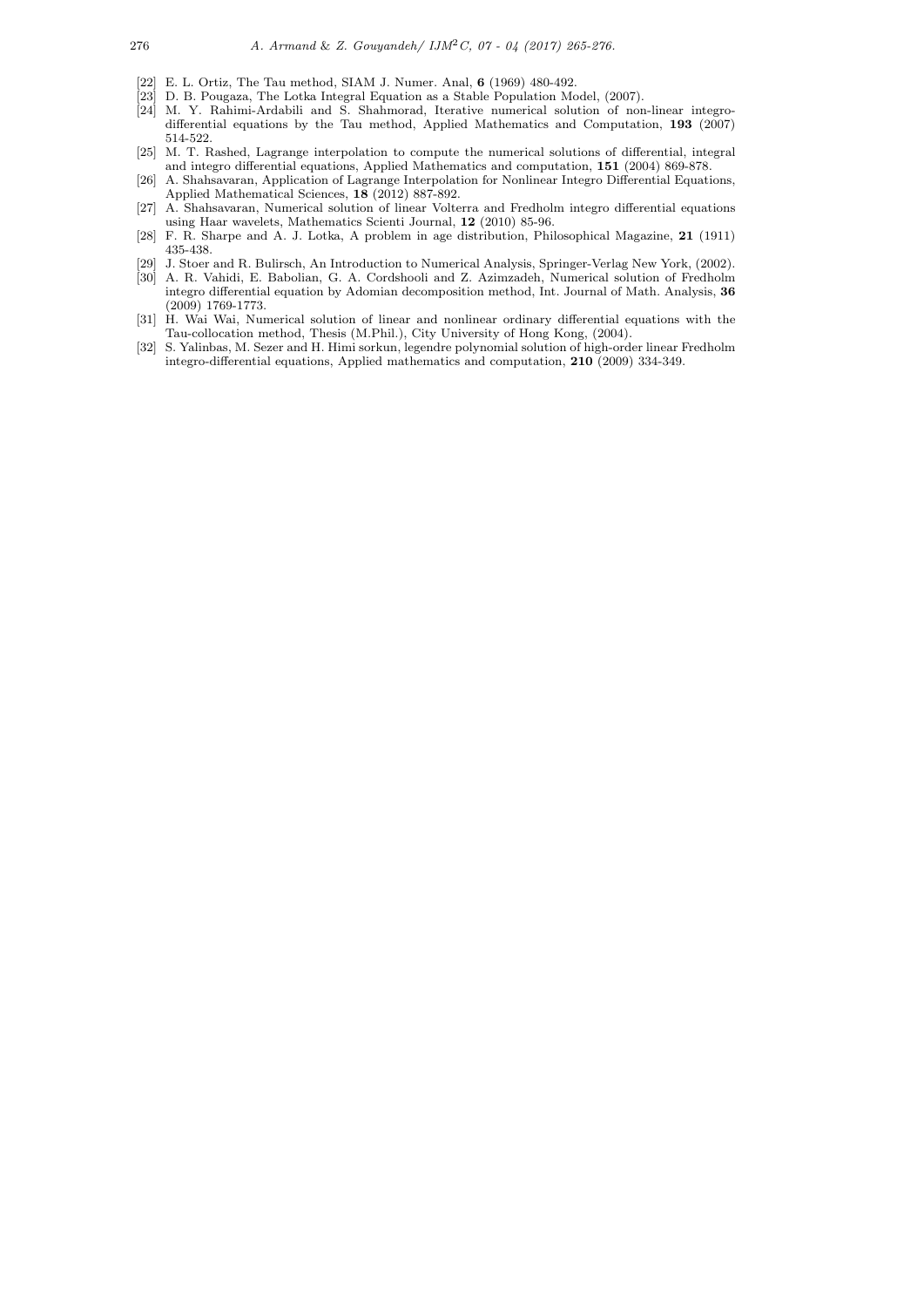[22] E. L. Ortiz, The Tau method, SIAM J. Numer. Anal, **6** (1969) 480-492.

[23] D. B. Pougaza, The Lotka Integral Equation as a Stable Population Model, (2007).

[24] M. Y. Rahimi-Ardabili and S. Shahmorad, Iterative numerical solution of non-linear integro-differential equations by the Tau method, Applied Mathematics and Computation, **193** (2007) 514-522.

[25] M. T. Rashed, Lagrange interpolation to compute the numerical solutions of differential, integral and integro differential equations, Applied Mathematics and computation, **151** (2004) 869-878.

[26] A. Shahsavaran, Application of Lagrange Interpolation for Nonlinear Integro Differential Equations, Applied Mathematical Sciences, **18** (2012) 887-892.

[27] A. Shahsavaran, Numerical solution of linear Volterra and Fredholm integro differential equations using Haar wavelets, Mathematics Scienti Journal, **12** (2010) 85-96.

[28] F. R. Sharpe and A. J. Lotka, A problem in age distribution, Philosophical Magazine, **21** (1911) 435-438.

[29] J. Stoer and R. Bulirsch, An Introduction to Numerical Analysis, Springer-Verlag New York, (2002).

[30] A. R. Vahidi, E. Babolian, G. A. Cordshooli and Z. Azimzadeh, Numerical solution of Fredholm integro differential equation by Adomian decomposition method, Int. Journal of Math. Analysis, **36** (2009) 1769-1773.

[31] H. Wai Wai, Numerical solution of linear and nonlinear ordinary differential equations with the Tau-collocation method, Thesis (M.Phil.), City University of Hong Kong, (2004).

[32] S. Yalinbas, M. Sezer and H. Himi sorkun, legendre polynomial solution of high-order linear Fredholm integro-differential equations, Applied mathematics and computation, **210** (2009) 334-349.